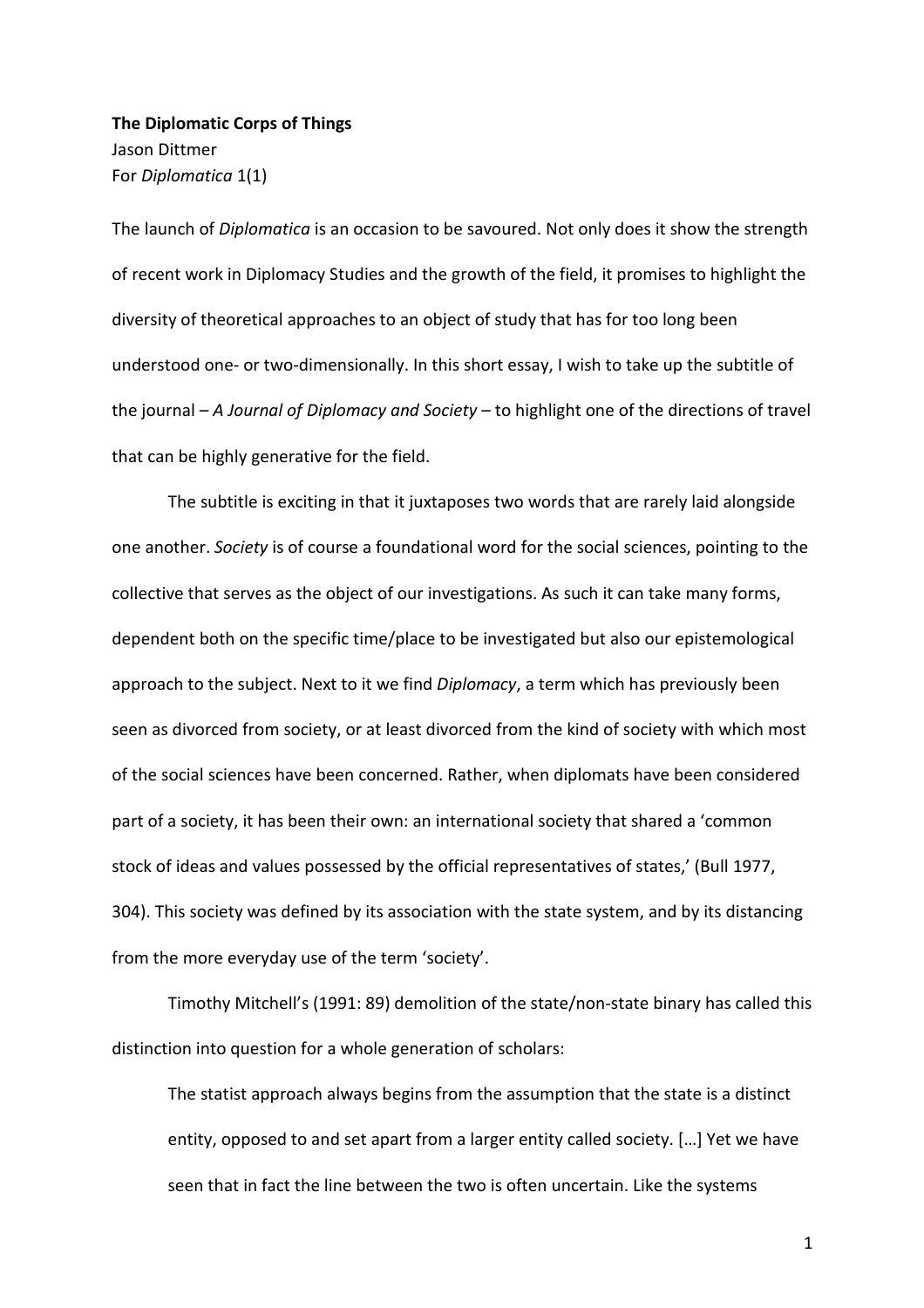**The Diplomatic Corps of Things**

Jason Dittmer

For *Diplomatica* 1(1)

The launch of *Diplomatica* is an occasion to be savoured. Not only does it show the strength of recent work in Diplomacy Studies and the growth of the field, it promises to highlight the diversity of theoretical approaches to an object of study that has for too long been understood one- or two-dimensionally. In this short essay, I wish to take up the subtitle of the journal – *A Journal of Diplomacy and Society* – to highlight one of the directions of travel that can be highly generative for the field.

The subtitle is exciting in that it juxtaposes two words that are rarely laid alongside one another. *Society* is of course a foundational word for the social sciences, pointing to the collective that serves as the object of our investigations. As such it can take many forms, dependent both on the specific time/place to be investigated but also our epistemological approach to the subject. Next to it we find *Diplomacy*, a term which has previously been seen as divorced from society, or at least divorced from the kind of society with which most of the social sciences have been concerned. Rather, when diplomats have been considered part of a society, it has been their own: an international society that shared a 'common stock of ideas and values possessed by the official representatives of states,' (Bull 1977, 304). This society was defined by its association with the state system, and by its distancing from the more everyday use of the term 'society'.

Timothy Mitchell's (1991: 89) demolition of the state/non-state binary has called this distinction into question for a whole generation of scholars:

> The statist approach always begins from the assumption that the state is a distinct entity, opposed to and set apart from a larger entity called society. […] Yet we have seen that in fact the line between the two is often uncertain. Like the systems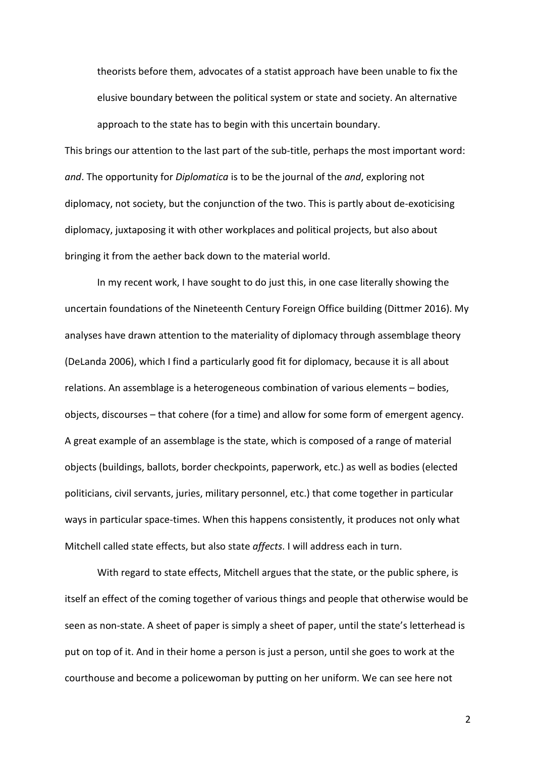> theorists before them, advocates of a statist approach have been unable to fix the elusive boundary between the political system or state and society. An alternative approach to the state has to begin with this uncertain boundary.

This brings our attention to the last part of the sub-title, perhaps the most important word: *and*. The opportunity for *Diplomatica* is to be the journal of the *and*, exploring not diplomacy, not society, but the conjunction of the two. This is partly about de-exoticising diplomacy, juxtaposing it with other workplaces and political projects, but also about bringing it from the aether back down to the material world.

In my recent work, I have sought to do just this, in one case literally showing the uncertain foundations of the Nineteenth Century Foreign Office building (Dittmer 2016). My analyses have drawn attention to the materiality of diplomacy through assemblage theory (DeLanda 2006), which I find a particularly good fit for diplomacy, because it is all about relations. An assemblage is a heterogeneous combination of various elements – bodies, objects, discourses – that cohere (for a time) and allow for some form of emergent agency. A great example of an assemblage is the state, which is composed of a range of material objects (buildings, ballots, border checkpoints, paperwork, etc.) as well as bodies (elected politicians, civil servants, juries, military personnel, etc.) that come together in particular ways in particular space-times. When this happens consistently, it produces not only what Mitchell called state effects, but also state *affects*. I will address each in turn.

With regard to state effects, Mitchell argues that the state, or the public sphere, is itself an effect of the coming together of various things and people that otherwise would be seen as non-state. A sheet of paper is simply a sheet of paper, until the state's letterhead is put on top of it. And in their home a person is just a person, until she goes to work at the courthouse and become a policewoman by putting on her uniform. We can see here not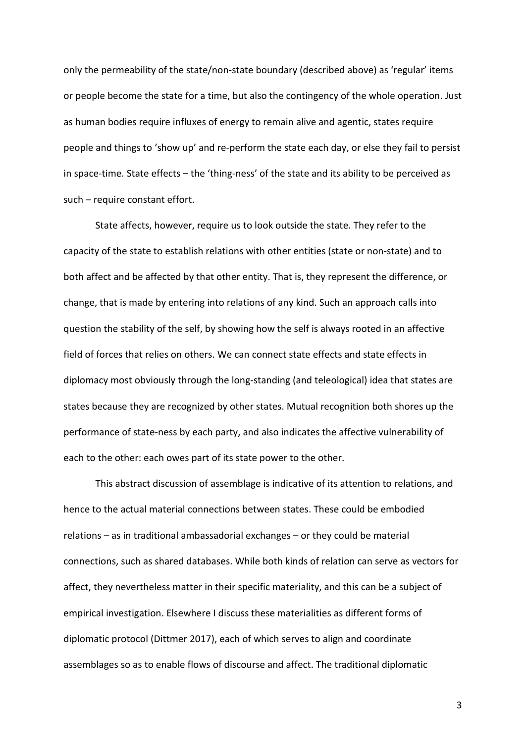only the permeability of the state/non-state boundary (described above) as 'regular' items or people become the state for a time, but also the contingency of the whole operation. Just as human bodies require influxes of energy to remain alive and agentic, states require people and things to 'show up' and re-perform the state each day, or else they fail to persist in space-time. State effects – the 'thing-ness' of the state and its ability to be perceived as such – require constant effort.

State affects, however, require us to look outside the state. They refer to the capacity of the state to establish relations with other entities (state or non-state) and to both affect and be affected by that other entity. That is, they represent the difference, or change, that is made by entering into relations of any kind. Such an approach calls into question the stability of the self, by showing how the self is always rooted in an affective field of forces that relies on others. We can connect state effects and state effects in diplomacy most obviously through the long-standing (and teleological) idea that states are states because they are recognized by other states. Mutual recognition both shores up the performance of state-ness by each party, and also indicates the affective vulnerability of each to the other: each owes part of its state power to the other.

This abstract discussion of assemblage is indicative of its attention to relations, and hence to the actual material connections between states. These could be embodied relations – as in traditional ambassadorial exchanges – or they could be material connections, such as shared databases. While both kinds of relation can serve as vectors for affect, they nevertheless matter in their specific materiality, and this can be a subject of empirical investigation. Elsewhere I discuss these materialities as different forms of diplomatic protocol (Dittmer 2017), each of which serves to align and coordinate assemblages so as to enable flows of discourse and affect. The traditional diplomatic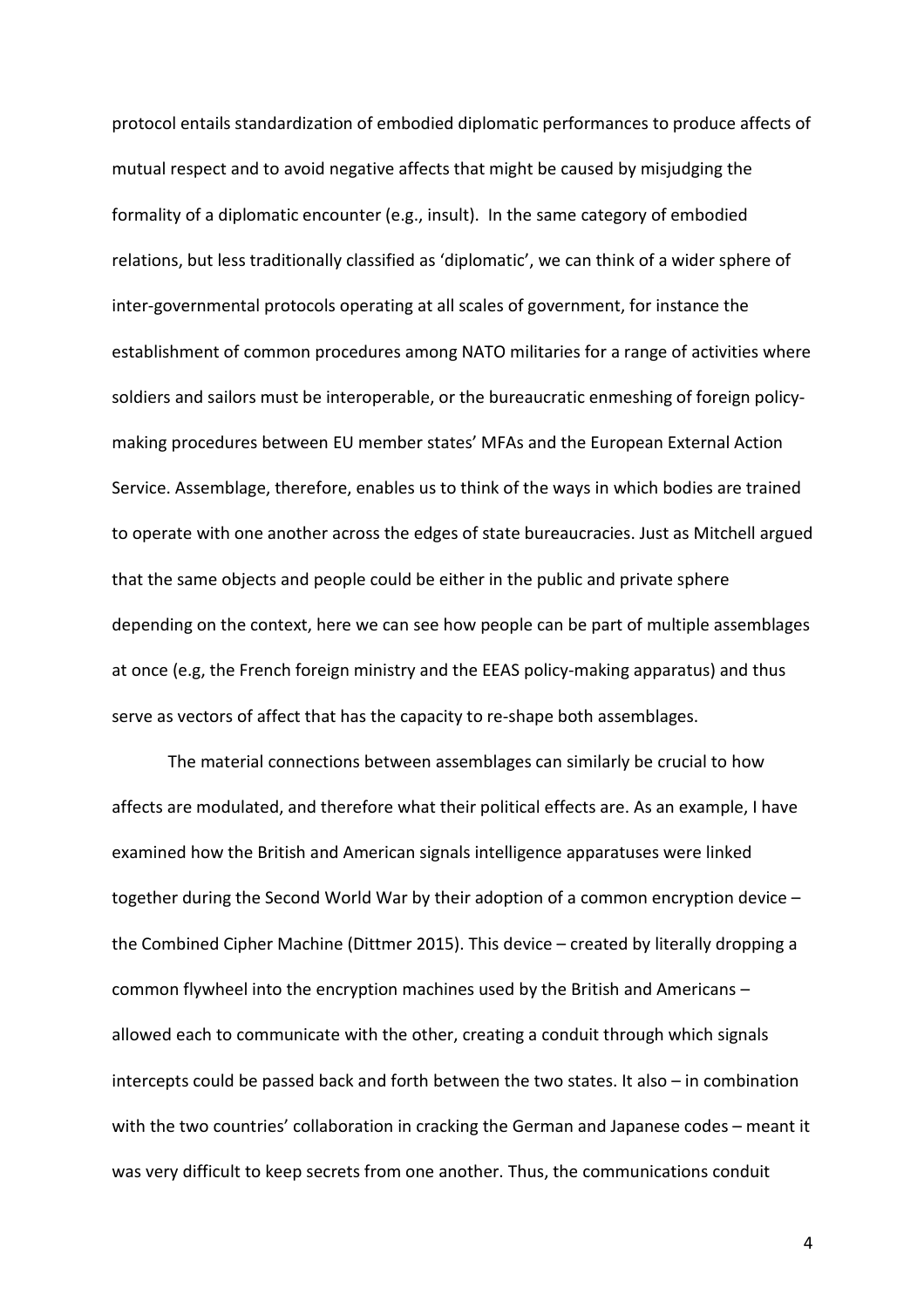protocol entails standardization of embodied diplomatic performances to produce affects of mutual respect and to avoid negative affects that might be caused by misjudging the formality of a diplomatic encounter (e.g., insult). In the same category of embodied relations, but less traditionally classified as 'diplomatic', we can think of a wider sphere of inter-governmental protocols operating at all scales of government, for instance the establishment of common procedures among NATO militaries for a range of activities where soldiers and sailors must be interoperable, or the bureaucratic enmeshing of foreign policy-making procedures between EU member states' MFAs and the European External Action Service. Assemblage, therefore, enables us to think of the ways in which bodies are trained to operate with one another across the edges of state bureaucracies. Just as Mitchell argued that the same objects and people could be either in the public and private sphere depending on the context, here we can see how people can be part of multiple assemblages at once (e.g, the French foreign ministry and the EEAS policy-making apparatus) and thus serve as vectors of affect that has the capacity to re-shape both assemblages.

The material connections between assemblages can similarly be crucial to how affects are modulated, and therefore what their political effects are. As an example, I have examined how the British and American signals intelligence apparatuses were linked together during the Second World War by their adoption of a common encryption device – the Combined Cipher Machine (Dittmer 2015). This device – created by literally dropping a common flywheel into the encryption machines used by the British and Americans – allowed each to communicate with the other, creating a conduit through which signals intercepts could be passed back and forth between the two states. It also – in combination with the two countries' collaboration in cracking the German and Japanese codes – meant it was very difficult to keep secrets from one another. Thus, the communications conduit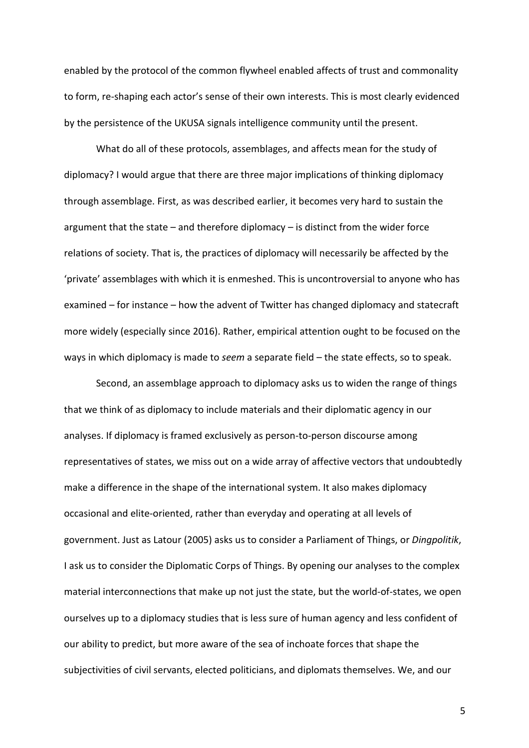enabled by the protocol of the common flywheel enabled affects of trust and commonality to form, re-shaping each actor's sense of their own interests. This is most clearly evidenced by the persistence of the UKUSA signals intelligence community until the present.

What do all of these protocols, assemblages, and affects mean for the study of diplomacy? I would argue that there are three major implications of thinking diplomacy through assemblage. First, as was described earlier, it becomes very hard to sustain the argument that the state – and therefore diplomacy – is distinct from the wider force relations of society. That is, the practices of diplomacy will necessarily be affected by the 'private' assemblages with which it is enmeshed. This is uncontroversial to anyone who has examined – for instance – how the advent of Twitter has changed diplomacy and statecraft more widely (especially since 2016). Rather, empirical attention ought to be focused on the ways in which diplomacy is made to *seem* a separate field – the state effects, so to speak.

Second, an assemblage approach to diplomacy asks us to widen the range of things that we think of as diplomacy to include materials and their diplomatic agency in our analyses. If diplomacy is framed exclusively as person-to-person discourse among representatives of states, we miss out on a wide array of affective vectors that undoubtedly make a difference in the shape of the international system. It also makes diplomacy occasional and elite-oriented, rather than everyday and operating at all levels of government. Just as Latour (2005) asks us to consider a Parliament of Things, or *Dingpolitik*, I ask us to consider the Diplomatic Corps of Things. By opening our analyses to the complex material interconnections that make up not just the state, but the world-of-states, we open ourselves up to a diplomacy studies that is less sure of human agency and less confident of our ability to predict, but more aware of the sea of inchoate forces that shape the subjectivities of civil servants, elected politicians, and diplomats themselves. We, and our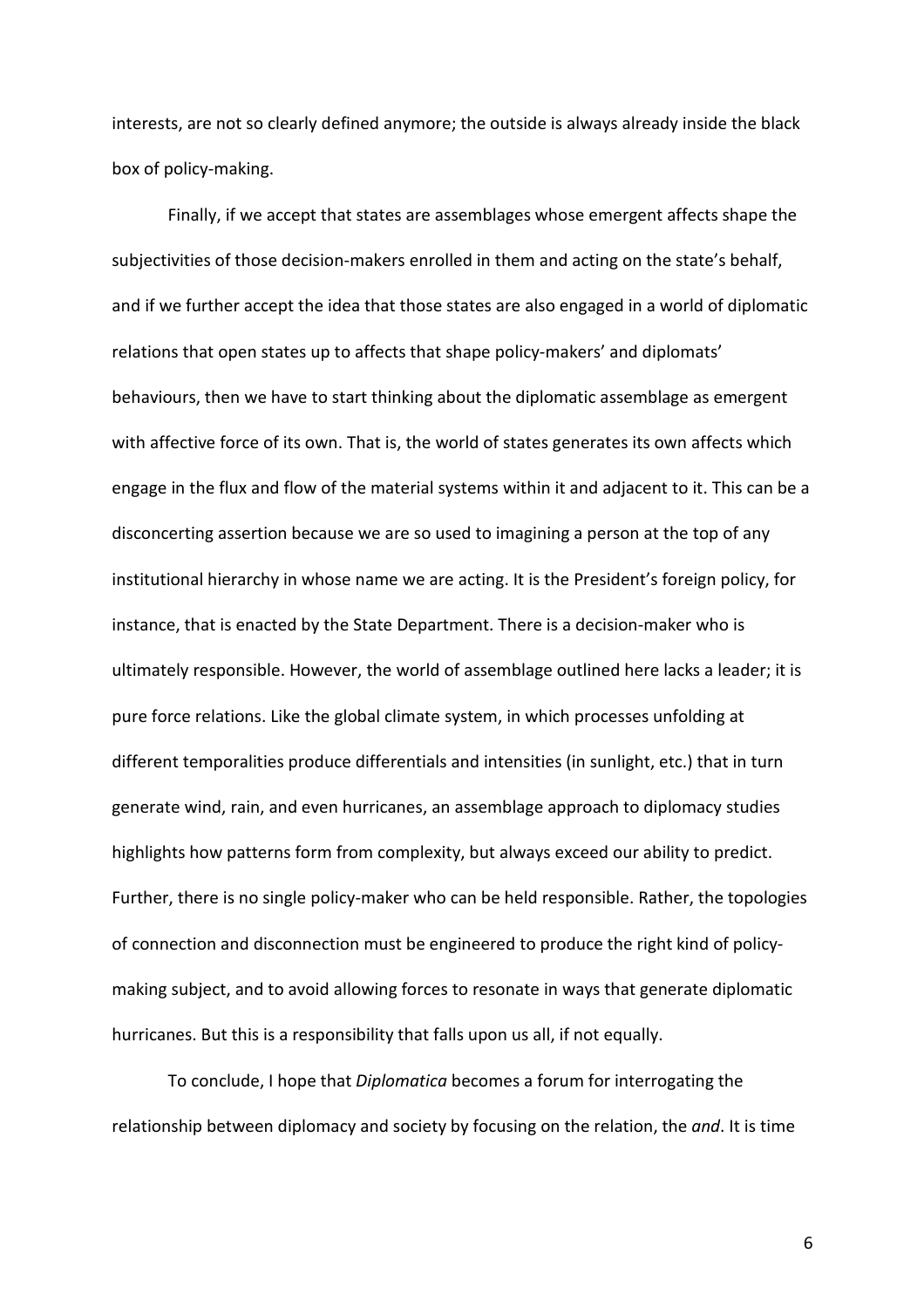interests, are not so clearly defined anymore; the outside is always already inside the black box of policy-making.

Finally, if we accept that states are assemblages whose emergent affects shape the subjectivities of those decision-makers enrolled in them and acting on the state's behalf, and if we further accept the idea that those states are also engaged in a world of diplomatic relations that open states up to affects that shape policy-makers' and diplomats' behaviours, then we have to start thinking about the diplomatic assemblage as emergent with affective force of its own. That is, the world of states generates its own affects which engage in the flux and flow of the material systems within it and adjacent to it. This can be a disconcerting assertion because we are so used to imagining a person at the top of any institutional hierarchy in whose name we are acting. It is the President's foreign policy, for instance, that is enacted by the State Department. There is a decision-maker who is ultimately responsible. However, the world of assemblage outlined here lacks a leader; it is pure force relations. Like the global climate system, in which processes unfolding at different temporalities produce differentials and intensities (in sunlight, etc.) that in turn generate wind, rain, and even hurricanes, an assemblage approach to diplomacy studies highlights how patterns form from complexity, but always exceed our ability to predict. Further, there is no single policy-maker who can be held responsible. Rather, the topologies of connection and disconnection must be engineered to produce the right kind of policy-making subject, and to avoid allowing forces to resonate in ways that generate diplomatic hurricanes. But this is a responsibility that falls upon us all, if not equally.

To conclude, I hope that *Diplomatica* becomes a forum for interrogating the relationship between diplomacy and society by focusing on the relation, the *and*. It is time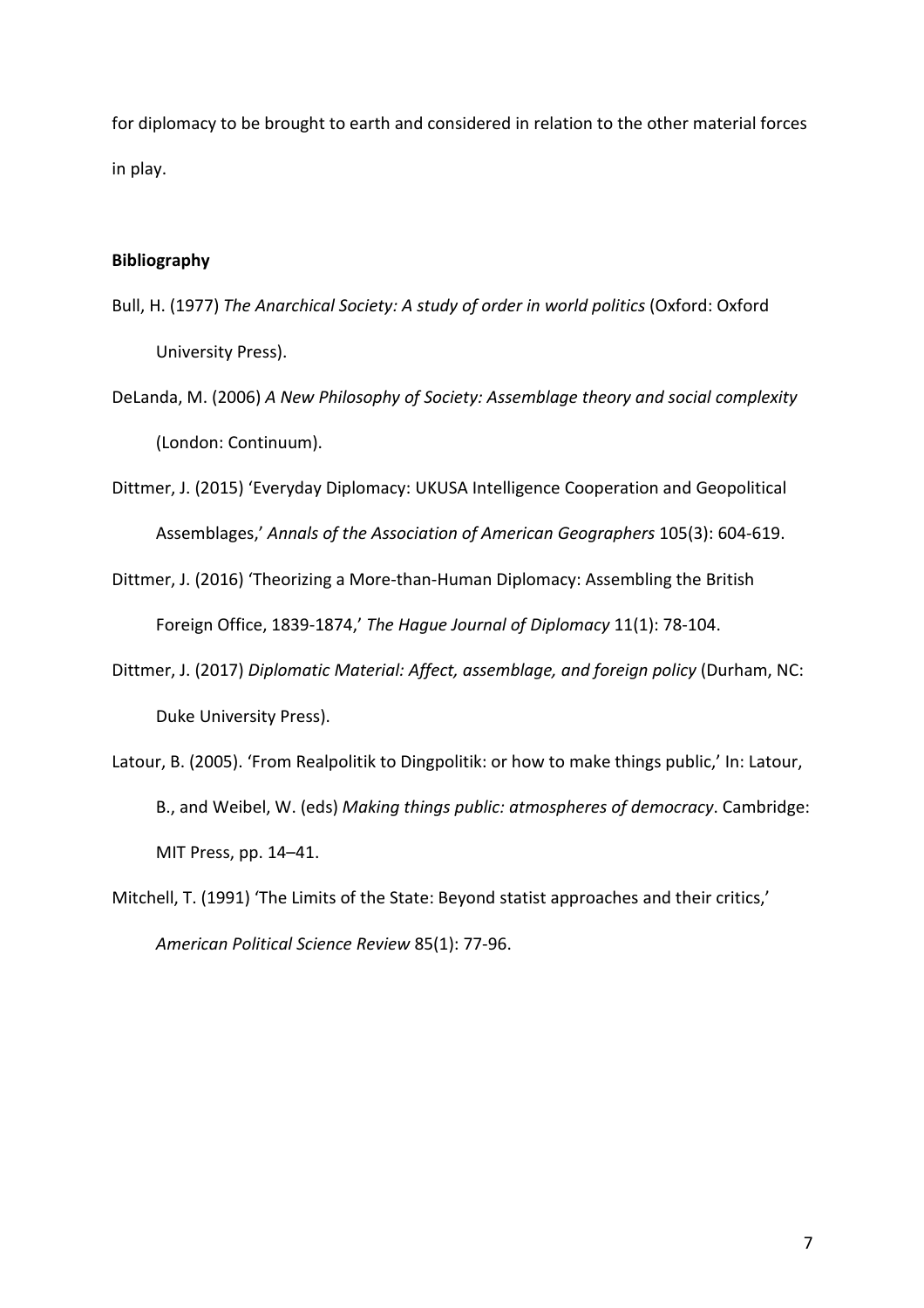for diplomacy to be brought to earth and considered in relation to the other material forces in play.

**Bibliography**

Bull, H. (1977) *The Anarchical Society: A study of order in world politics* (Oxford: Oxford University Press).

DeLanda, M. (2006) *A New Philosophy of Society: Assemblage theory and social complexity* (London: Continuum).

Dittmer, J. (2015) 'Everyday Diplomacy: UKUSA Intelligence Cooperation and Geopolitical Assemblages,' *Annals of the Association of American Geographers* 105(3): 604-619.

Dittmer, J. (2016) 'Theorizing a More-than-Human Diplomacy: Assembling the British Foreign Office, 1839-1874,' *The Hague Journal of Diplomacy* 11(1): 78-104.

Dittmer, J. (2017) *Diplomatic Material: Affect, assemblage, and foreign policy* (Durham, NC: Duke University Press).

Latour, B. (2005). 'From Realpolitik to Dingpolitik: or how to make things public,' In: Latour, B., and Weibel, W. (eds) *Making things public: atmospheres of democracy*. Cambridge: MIT Press, pp. 14–41.

Mitchell, T. (1991) 'The Limits of the State: Beyond statist approaches and their critics,' *American Political Science Review* 85(1): 77-96.